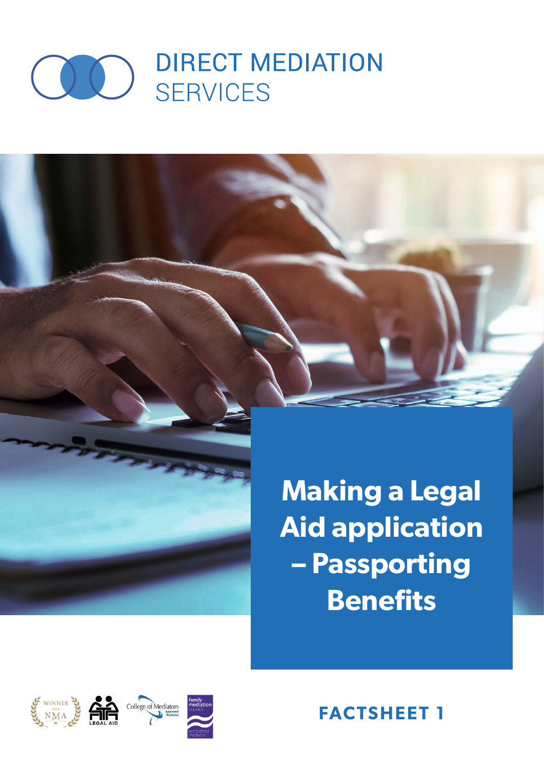# DIRECT MEDIATION SERVICES

# Making a Legal Aid application – Passporting Benefits

**FACTSHEET 1**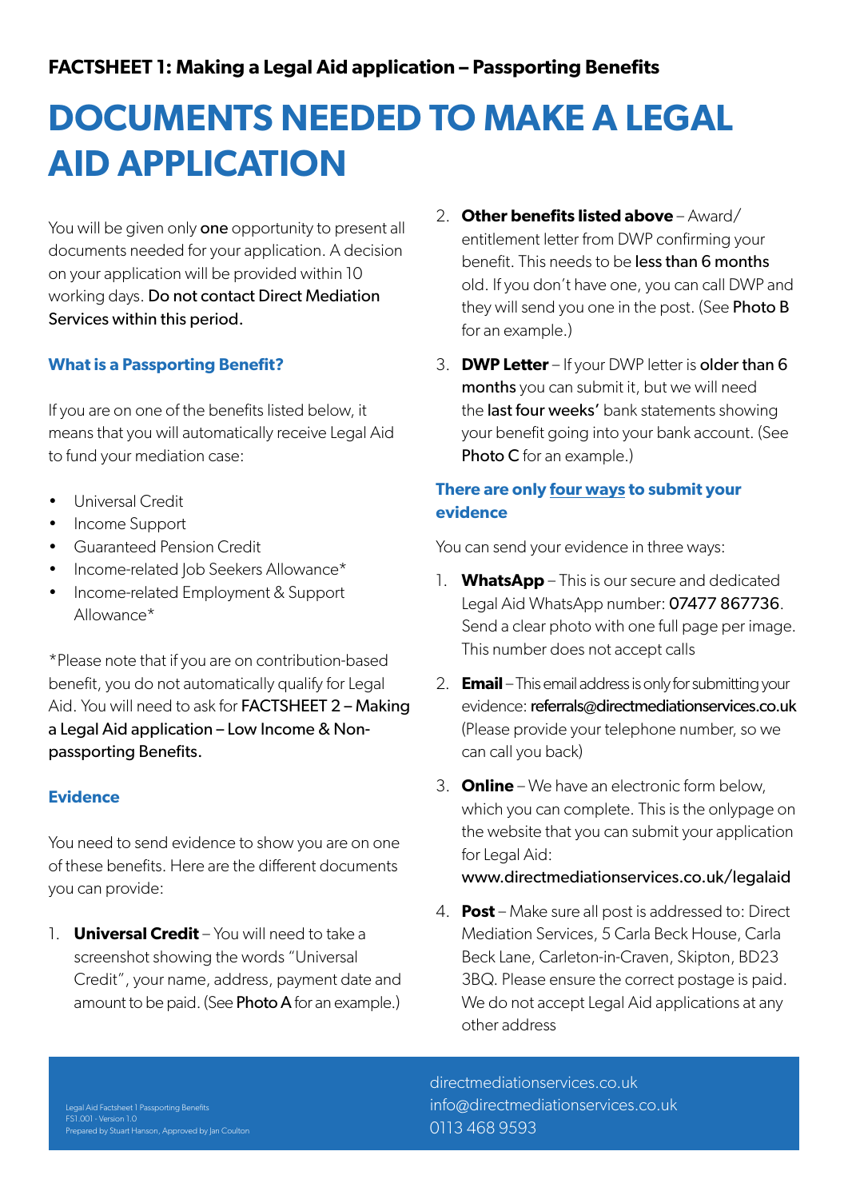**FACTSHEET 1: Making a Legal Aid application – Passporting Benefits**

# DOCUMENTS NEEDED TO MAKE A LEGAL AID APPLICATION

You will be given only one opportunity to present all documents needed for your application. A decision on your application will be provided within 10 working days. Do not contact Direct Mediation Services within this period.

### What is a Passporting Benefit?

If you are on one of the benefits listed below, it means that you will automatically receive Legal Aid to fund your mediation case:

- Universal Credit
- Income Support
- Guaranteed Pension Credit
- Income-related Job Seekers Allowance*
- Income-related Employment & Support Allowance*

*Please note that if you are on contribution-based benefit, you do not automatically qualify for Legal Aid. You will need to ask for FACTSHEET 2 – Making a Legal Aid application – Low Income & Non-passporting Benefits.

### Evidence

You need to send evidence to show you are on one of these benefits. Here are the different documents you can provide:

1. **Universal Credit** – You will need to take a screenshot showing the words "Universal Credit", your name, address, payment date and amount to be paid. (See Photo A for an example.)
2. **Other benefits listed above** – Award/ entitlement letter from DWP confirming your benefit. This needs to be less than 6 months old. If you don't have one, you can call DWP and they will send you one in the post. (See Photo B for an example.)
3. **DWP Letter** – If your DWP letter is older than 6 months you can submit it, but we will need the last four weeks' bank statements showing your benefit going into your bank account. (See Photo C for an example.)

### There are only four ways to submit your evidence

You can send your evidence in three ways:

1. **WhatsApp** – This is our secure and dedicated Legal Aid WhatsApp number: 07477 867736. Send a clear photo with one full page per image. This number does not accept calls
2. **Email** – This email address is only for submitting your evidence: referrals@directmediationservices.co.uk (Please provide your telephone number, so we can call you back)
3. **Online** – We have an electronic form below, which you can complete. This is the onlypage on the website that you can submit your application for Legal Aid: www.directmediationservices.co.uk/legalaid
4. **Post** – Make sure all post is addressed to: Direct Mediation Services, 5 Carla Beck House, Carla Beck Lane, Carleton-in-Craven, Skipton, BD23 3BQ. Please ensure the correct postage is paid. We do not accept Legal Aid applications at any other address

Legal Aid Factsheet 1 Passporting Benefits
FS1.001 - Version 1.0
Prepared by Stuart Hanson, Approved by Jan Coulton

directmediationservices.co.uk
info@directmediationservices.co.uk
0113 468 9593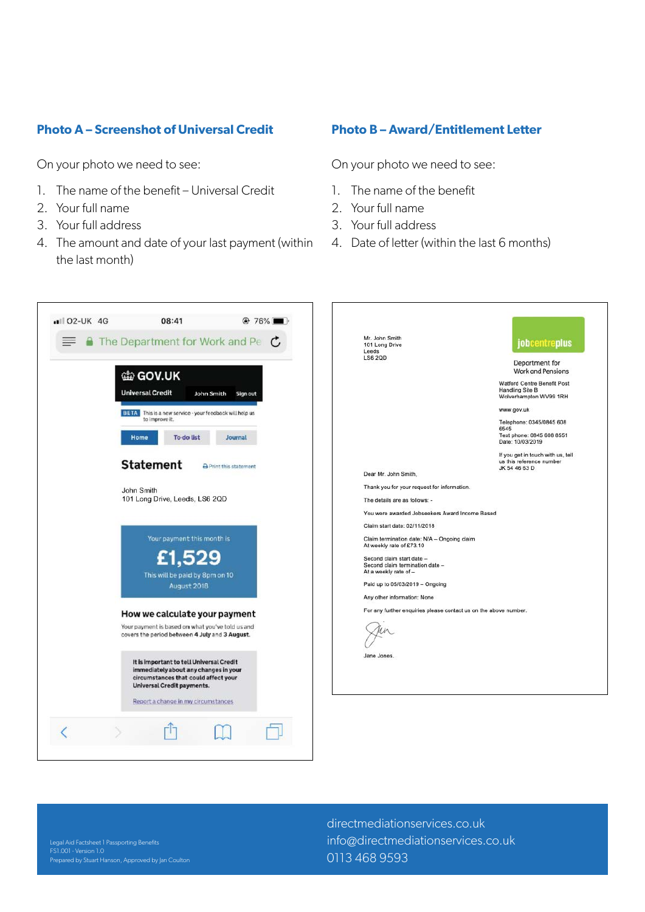## Photo A – Screenshot of Universal Credit

On your photo we need to see:

1. The name of the benefit – Universal Credit
2. Your full name
3. Your full address
4. The amount and date of your last payment (within the last month)

O2-UK 4G 08:41 76%

The Department for Work and Pe

GOV.UK

Universal Credit John Smith Sign out

BETA This is a new service - your feedback will help us to improve it.

Home To-do list Journal

**Statement** Print this statement

John Smith
101 Long Drive, Leeds, LS6 2QD

Your payment this month is

**£1,529**

This will be paid by 8pm on 10 August 2018

**How we calculate your payment**

Your payment is based on what you've told us and covers the period between **4 July** and **3 August**.

**It is important to tell Universal Credit immediately about any changes in your circumstances that could affect your Universal Credit payments.**

Report a change in my circumstances

## Photo B – Award/Entitlement Letter

On your photo we need to see:

1. The name of the benefit
2. Your full name
3. Your full address
4. Date of letter (within the last 6 months)

Mr. John Smith
101 Long Drive
Leeds
LS6 2QD

jobcentreplus

Department for Work and Pensions

Watford Centre Benefit Post
Handling Site B
Wolverhampton WV99 1RH

www.gov.uk

Telephone: 0345/0845 608 6545
Text phone: 0845 608 8551
Date: 10/03/2019

If you get in touch with us, tell us this reference number
JK 54 46 63 D

Dear Mr. John Smith,

Thank you for your request for information.

The details are as follows: -

You were awarded Jobseekers Award Income Based

Claim start date: 02/11/2018

Claim termination date: N/A – Ongoing claim
At weekly rate of £73.10

Second claim start date –
Second claim termination date –
At a weekly rate of –

Paid up to 05/03/2019 – Ongoing

Any other information: None

For any further enquiries please contact us on the above number.

Jane Jones.

Legal Aid Factsheet 1 Passporting Benefits
FS1.001 - Version 1.0
Prepared by Stuart Hanson, Approved by Jan Coulton

directmediationservices.co.uk
info@directmediationservices.co.uk
0113 468 9593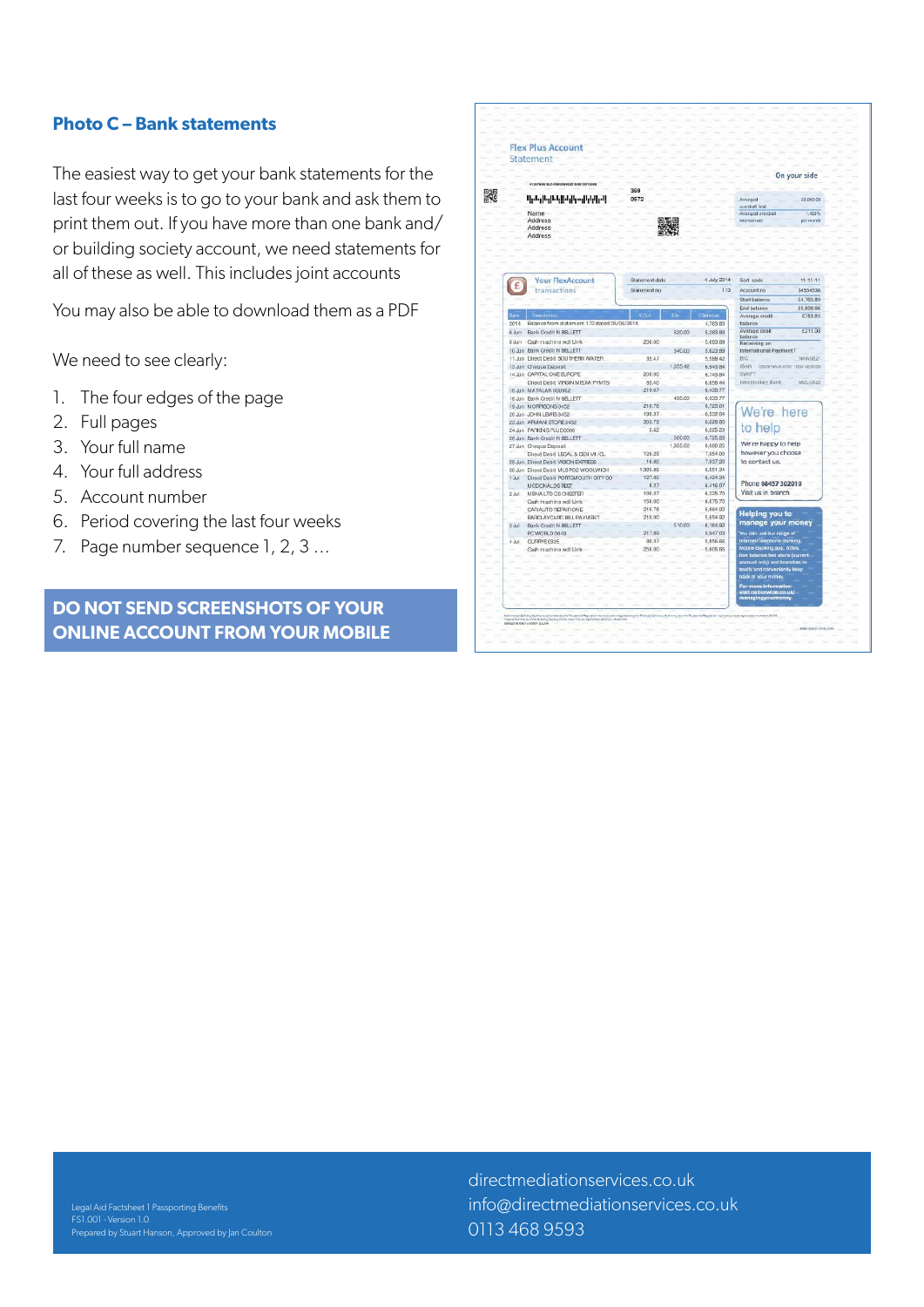## Photo C – Bank statements

The easiest way to get your bank statements for the last four weeks is to go to your bank and ask them to print them out. If you have more than one bank and/or building society account, we need statements for all of these as well. This includes joint accounts

You may also be able to download them as a PDF

We need to see clearly:

1. The four edges of the page
2. Full pages
3. Your full name
4. Your full address
5. Account number
6. Period covering the last four weeks
7. Page number sequence 1, 2, 3 …

**DO NOT SEND SCREENSHOTS OF YOUR ONLINE ACCOUNT FROM YOUR MOBILE**

Legal Aid Factsheet 1 Passporting Benefits
FS1.001 - Version 1.0
Prepared by Stuart Hanson, Approved by Jan Coulton

directmediationservices.co.uk
info@directmediationservices.co.uk
0113 468 9593